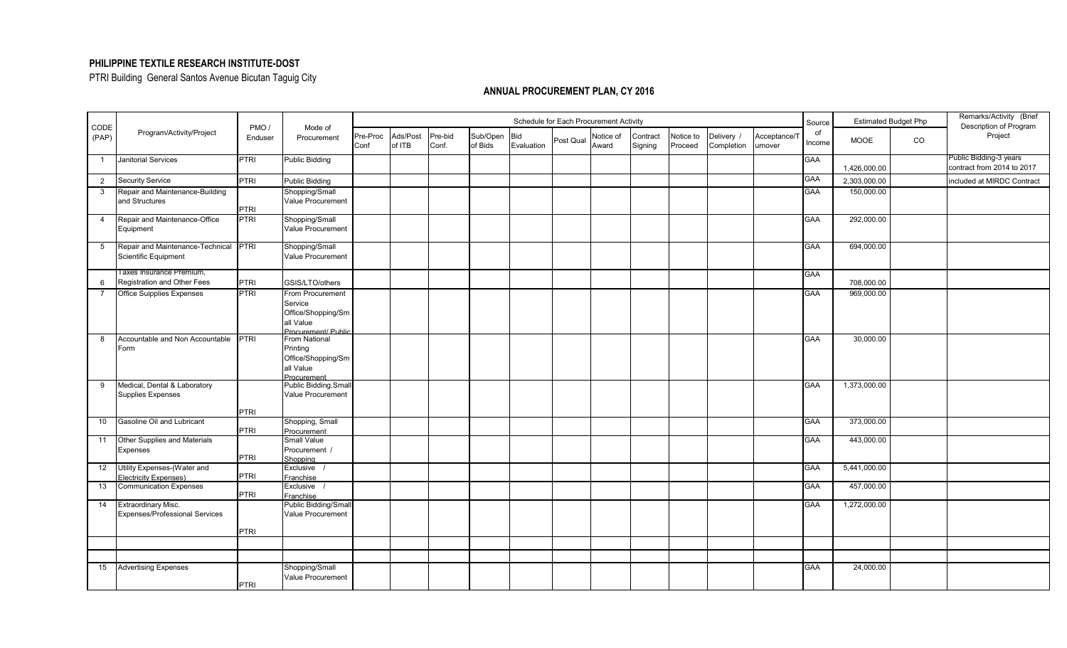**PHILIPPINE TEXTILE RESEARCH INSTITUTE-DOST**

PTRI Building General Santos Avenue Bicutan Taguig City

## ANNUAL PROCUREMENT PLAN, CY 2016

| CODE (PAP) | Program/Activity/Project | PMO / Enduser | Mode of Procurement | Schedule for Each Procurement Activity | | | | | | | | | | | Source of Income | Estimated Budget Php | | Remarks/Activity (Brief Description of Program Project |
|---|---|---|---|---|---|---|---|---|---|---|---|---|---|---|---|---|---|---|
| | | | | Pre-Proc Conf | Ads/Post of ITB | Pre-bid Conf. | Sub/Open of Bids | Bid Evaluation | Post Qual | Notice of Award | Contract Signing | Notice to Proceed | Delivery / Completion | Acceptance/Turnover | | MOOE | CO | |
| 1 | Janitorial Services | PTRI | Public Bidding | | | | | | | | | | | | GAA | 1,426,000.00 | | Public Bidding-3 years contract from 2014 to 2017 |
| 2 | Security Service | PTRI | Public Bidding | | | | | | | | | | | | GAA | 2,303,000.00 | | included at MIRDC Contract |
| 3 | Repair and Maintenance-Building and Structures | PTRI | Shopping/Small Value Procurement | | | | | | | | | | | | GAA | 150,000.00 | | |
| 4 | Repair and Maintenance-Office Equipment | PTRI | Shopping/Small Value Procurement | | | | | | | | | | | | GAA | 292,000.00 | | |
| 5 | Repair and Maintenance-Technical Scientific Equipment | PTRI | Shopping/Small Value Procurement | | | | | | | | | | | | GAA | 694,000.00 | | |
| 6 | Taxes Insurance Premium, Registration and Other Fees | PTRI | GSIS/LTO/others | | | | | | | | | | | | GAA | 708,000.00 | | |
| 7 | Office Suipplies Expenses | PTRI | From Procurement Service Office/Shopping/Small Value Procurement/ Public | | | | | | | | | | | | GAA | 969,000.00 | | |
| 8 | Accountable and Non Accountable Form | PTRI | From National Printing Office/Shopping/Small Value Procurement | | | | | | | | | | | | GAA | 30,000.00 | | |
| 9 | Medical, Dental & Laboratory Supplies Expenses | PTRI | Public Bidding.Small Value Procurement | | | | | | | | | | | | GAA | 1,373,000.00 | | |
| 10 | Gasoline Oil and Lubricant | PTRI | Shopping, Small Procurement | | | | | | | | | | | | GAA | 373,000.00 | | |
| 11 | Other Supplies and Materials Expenses | PTRI | Small Value Procurement / Shopping | | | | | | | | | | | | GAA | 443,000.00 | | |
| 12 | Utility Expenses-(Water and Electricity Expenses) | PTRI | Exclusive / Franchise | | | | | | | | | | | | GAA | 5,441,000.00 | | |
| 13 | Communication Expenses | PTRI | Exclusive / Franchise | | | | | | | | | | | | GAA | 457,000.00 | | |
| 14 | Extraordinary Misc. Expenses/Professional Services | PTRI | Public Bidding/Small Value Procurement | | | | | | | | | | | | GAA | 1,272,000.00 | | |
| | | | | | | | | | | | | | | | | | | |
| | | | | | | | | | | | | | | | | | | |
| 15 | Advertising Expenses | PTRI | Shopping/Small Value Procurement | | | | | | | | | | | | GAA | 24,000.00 | | |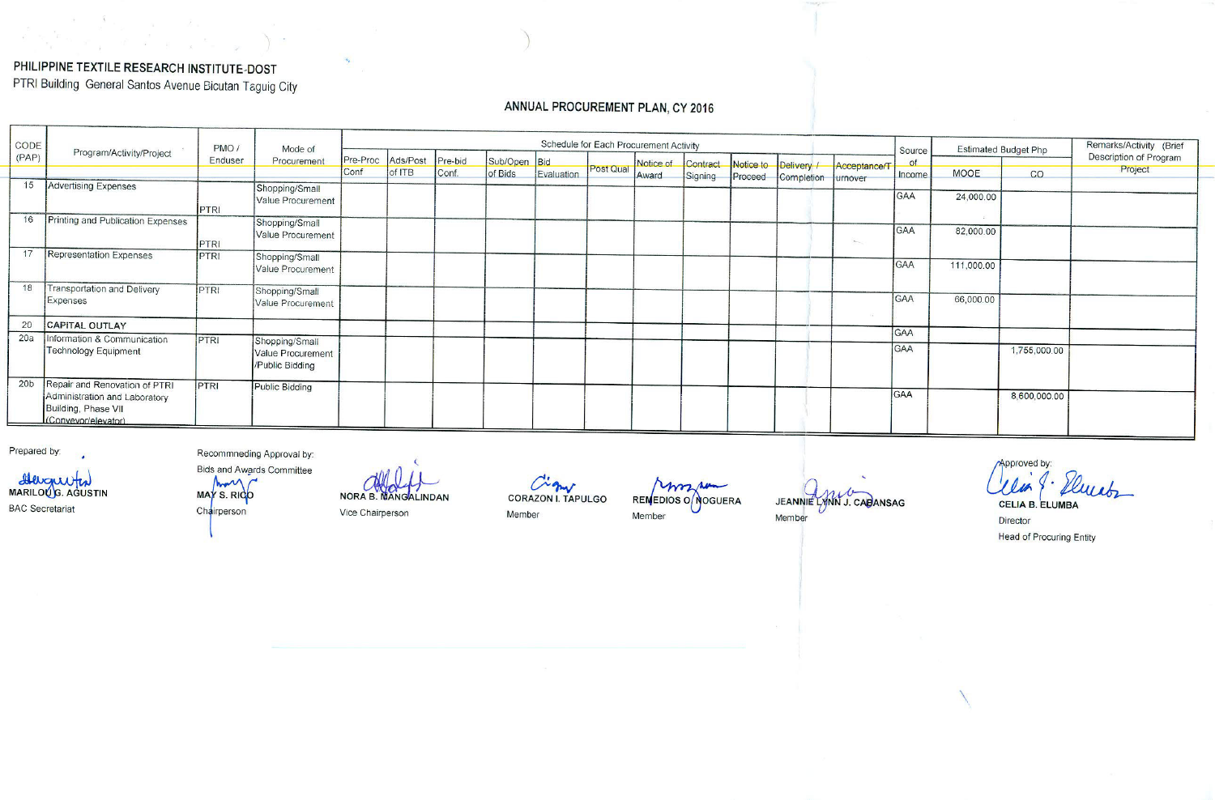PHILIPPINE TEXTILE RESEARCH INSTITUTE-DOST
PTRI Building General Santos Avenue Bicutan Taguig City

## ANNUAL PROCUREMENT PLAN, CY 2016

| CODE (PAP) | Program/Activity/Project | PMO / Enduser | Mode of Procurement | Schedule for Each Procurement Activity | | | | | | | | | | | Source of Income | Estimated Budget Php | | Remarks/Activity (Brief Description of Program Project |
|---|---|---|---|---|---|---|---|---|---|---|---|---|---|---|---|---|---|---|
| | | | | Pre-Proc Conf | Ads/Post of ITB | Pre-bid Conf. | Sub/Open of Bids | Bid Evaluation | Post Qual | Notice of Award | Contract Signing | Notice to Proceed | Delivery / Completion | Acceptance/Turnover | | MOOE | CO | |
| 15 | Advertising Expenses | PTRI | Shopping/Small Value Procurement | | | | | | | | | | | | GAA | 24,000.00 | | |
| 16 | Printing and Publication Expenses | PTRI | Shopping/Small Value Procurement | | | | | | | | | | | | GAA | 82,000.00 | | |
| 17 | Representation Expenses | PTRI | Shopping/Small Value Procurement | | | | | | | | | | | | GAA | 111,000.00 | | |
| 18 | Transportation and Delivery Expenses | PTRI | Shopping/Small Value Procurement | | | | | | | | | | | | GAA | 66,000.00 | | |
| 20 | CAPITAL OUTLAY | | | | | | | | | | | | | | GAA | | | |
| 20a | Information & Communication Technology Equipment | PTRI | Shopping/Small Value Procurement /Public Bidding | | | | | | | | | | | | GAA | | 1,755,000.00 | |
| 20b | Repair and Renovation of PTRI Administration and Laboratory Building, Phase VII (Conveyor/elevator) | PTRI | Public Bidding | | | | | | | | | | | | GAA | | 8,600,000.00 | |

Prepared by:

MARILOU G. AGUSTIN
BAC Secretariat

Recommneding Approval by:
Bids and Awards Committee

MAY S. RICO
Chairperson

NORA B. MANGALINDAN
Vice Chairperson

CORAZON I. TAPULGO
Member

REMEDIOS O. NOGUERA
Member

JEANNIE LYNN J. CABANSAG
Member

Approved by:

CELIA B. ELUMBA
Director
Head of Procuring Entity